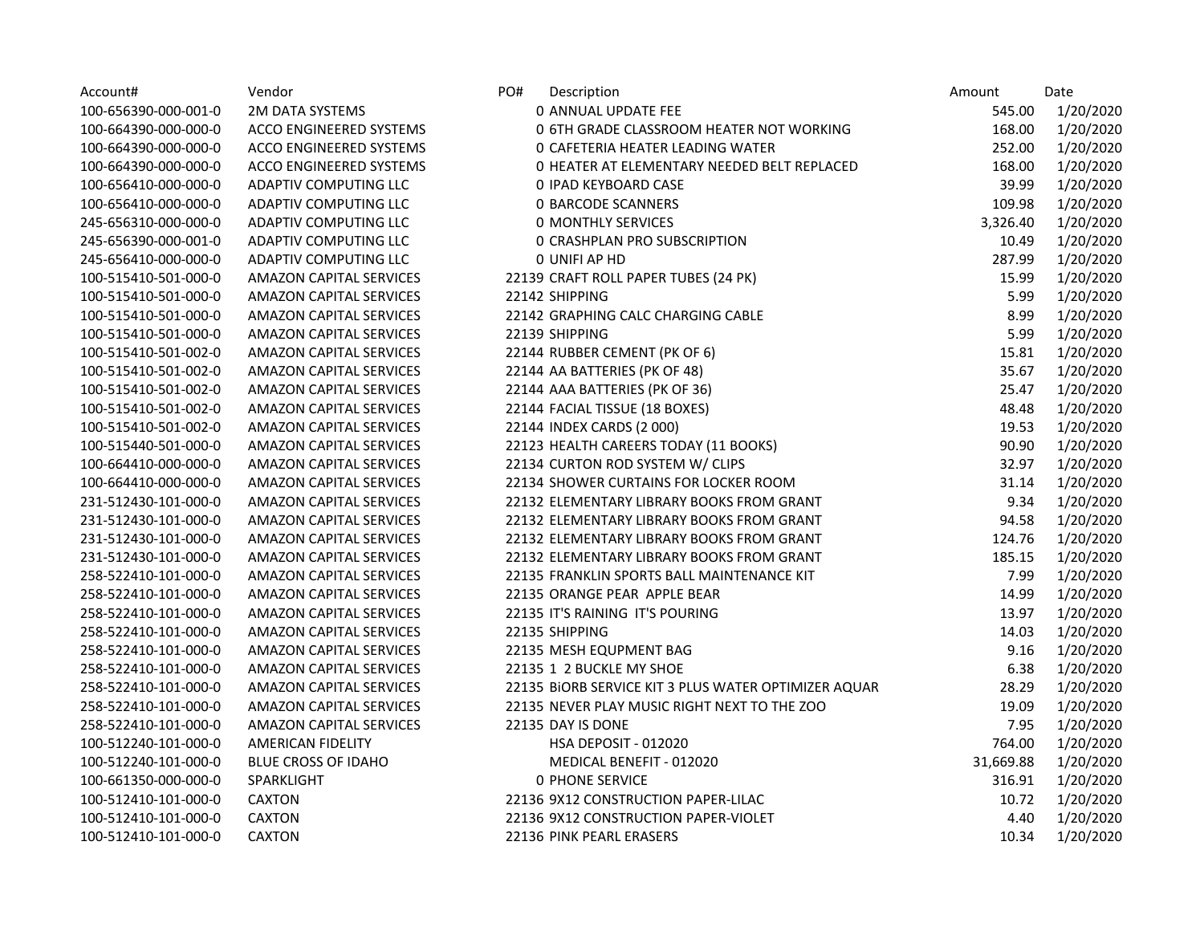| Account# | Vendor | PO# | Description | Amount | Date |
|---|---|---|---|---|---|
| 100-656390-000-001-0 | 2M DATA SYSTEMS | 0 | ANNUAL UPDATE FEE | 545.00 | 1/20/2020 |
| 100-664390-000-000-0 | ACCO ENGINEERED SYSTEMS | 0 | 6TH GRADE CLASSROOM HEATER NOT WORKING | 168.00 | 1/20/2020 |
| 100-664390-000-000-0 | ACCO ENGINEERED SYSTEMS | 0 | CAFETERIA HEATER LEADING WATER | 252.00 | 1/20/2020 |
| 100-664390-000-000-0 | ACCO ENGINEERED SYSTEMS | 0 | HEATER AT ELEMENTARY NEEDED BELT REPLACED | 168.00 | 1/20/2020 |
| 100-656410-000-000-0 | ADAPTIV COMPUTING LLC | 0 | IPAD KEYBOARD CASE | 39.99 | 1/20/2020 |
| 100-656410-000-000-0 | ADAPTIV COMPUTING LLC | 0 | BARCODE SCANNERS | 109.98 | 1/20/2020 |
| 245-656310-000-000-0 | ADAPTIV COMPUTING LLC | 0 | MONTHLY SERVICES | 3,326.40 | 1/20/2020 |
| 245-656390-000-001-0 | ADAPTIV COMPUTING LLC | 0 | CRASHPLAN PRO SUBSCRIPTION | 10.49 | 1/20/2020 |
| 245-656410-000-000-0 | ADAPTIV COMPUTING LLC | 0 | UNIFI AP HD | 287.99 | 1/20/2020 |
| 100-515410-501-000-0 | AMAZON CAPITAL SERVICES | 22139 | CRAFT ROLL PAPER TUBES (24 PK) | 15.99 | 1/20/2020 |
| 100-515410-501-000-0 | AMAZON CAPITAL SERVICES | 22142 | SHIPPING | 5.99 | 1/20/2020 |
| 100-515410-501-000-0 | AMAZON CAPITAL SERVICES | 22142 | GRAPHING CALC CHARGING CABLE | 8.99 | 1/20/2020 |
| 100-515410-501-000-0 | AMAZON CAPITAL SERVICES | 22139 | SHIPPING | 5.99 | 1/20/2020 |
| 100-515410-501-002-0 | AMAZON CAPITAL SERVICES | 22144 | RUBBER CEMENT (PK OF 6) | 15.81 | 1/20/2020 |
| 100-515410-501-002-0 | AMAZON CAPITAL SERVICES | 22144 | AA BATTERIES (PK OF 48) | 35.67 | 1/20/2020 |
| 100-515410-501-002-0 | AMAZON CAPITAL SERVICES | 22144 | AAA BATTERIES (PK OF 36) | 25.47 | 1/20/2020 |
| 100-515410-501-002-0 | AMAZON CAPITAL SERVICES | 22144 | FACIAL TISSUE (18 BOXES) | 48.48 | 1/20/2020 |
| 100-515410-501-002-0 | AMAZON CAPITAL SERVICES | 22144 | INDEX CARDS (2 000) | 19.53 | 1/20/2020 |
| 100-515440-501-000-0 | AMAZON CAPITAL SERVICES | 22123 | HEALTH CAREERS TODAY (11 BOOKS) | 90.90 | 1/20/2020 |
| 100-664410-000-000-0 | AMAZON CAPITAL SERVICES | 22134 | CURTON ROD SYSTEM W/ CLIPS | 32.97 | 1/20/2020 |
| 100-664410-000-000-0 | AMAZON CAPITAL SERVICES | 22134 | SHOWER CURTAINS FOR LOCKER ROOM | 31.14 | 1/20/2020 |
| 231-512430-101-000-0 | AMAZON CAPITAL SERVICES | 22132 | ELEMENTARY LIBRARY BOOKS FROM GRANT | 9.34 | 1/20/2020 |
| 231-512430-101-000-0 | AMAZON CAPITAL SERVICES | 22132 | ELEMENTARY LIBRARY BOOKS FROM GRANT | 94.58 | 1/20/2020 |
| 231-512430-101-000-0 | AMAZON CAPITAL SERVICES | 22132 | ELEMENTARY LIBRARY BOOKS FROM GRANT | 124.76 | 1/20/2020 |
| 231-512430-101-000-0 | AMAZON CAPITAL SERVICES | 22132 | ELEMENTARY LIBRARY BOOKS FROM GRANT | 185.15 | 1/20/2020 |
| 258-522410-101-000-0 | AMAZON CAPITAL SERVICES | 22135 | FRANKLIN SPORTS BALL MAINTENANCE KIT | 7.99 | 1/20/2020 |
| 258-522410-101-000-0 | AMAZON CAPITAL SERVICES | 22135 | ORANGE PEAR APPLE BEAR | 14.99 | 1/20/2020 |
| 258-522410-101-000-0 | AMAZON CAPITAL SERVICES | 22135 | IT'S RAINING IT'S POURING | 13.97 | 1/20/2020 |
| 258-522410-101-000-0 | AMAZON CAPITAL SERVICES | 22135 | SHIPPING | 14.03 | 1/20/2020 |
| 258-522410-101-000-0 | AMAZON CAPITAL SERVICES | 22135 | MESH EQUPMENT BAG | 9.16 | 1/20/2020 |
| 258-522410-101-000-0 | AMAZON CAPITAL SERVICES | 22135 | 1 2 BUCKLE MY SHOE | 6.38 | 1/20/2020 |
| 258-522410-101-000-0 | AMAZON CAPITAL SERVICES | 22135 | BiORB SERVICE KIT 3 PLUS WATER OPTIMIZER AQUAR | 28.29 | 1/20/2020 |
| 258-522410-101-000-0 | AMAZON CAPITAL SERVICES | 22135 | NEVER PLAY MUSIC RIGHT NEXT TO THE ZOO | 19.09 | 1/20/2020 |
| 258-522410-101-000-0 | AMAZON CAPITAL SERVICES | 22135 | DAY IS DONE | 7.95 | 1/20/2020 |
| 100-512240-101-000-0 | AMERICAN FIDELITY | | HSA DEPOSIT - 012020 | 764.00 | 1/20/2020 |
| 100-512240-101-000-0 | BLUE CROSS OF IDAHO | | MEDICAL BENEFIT - 012020 | 31,669.88 | 1/20/2020 |
| 100-661350-000-000-0 | SPARKLIGHT | 0 | PHONE SERVICE | 316.91 | 1/20/2020 |
| 100-512410-101-000-0 | CAXTON | 22136 | 9X12 CONSTRUCTION PAPER-LILAC | 10.72 | 1/20/2020 |
| 100-512410-101-000-0 | CAXTON | 22136 | 9X12 CONSTRUCTION PAPER-VIOLET | 4.40 | 1/20/2020 |
| 100-512410-101-000-0 | CAXTON | 22136 | PINK PEARL ERASERS | 10.34 | 1/20/2020 |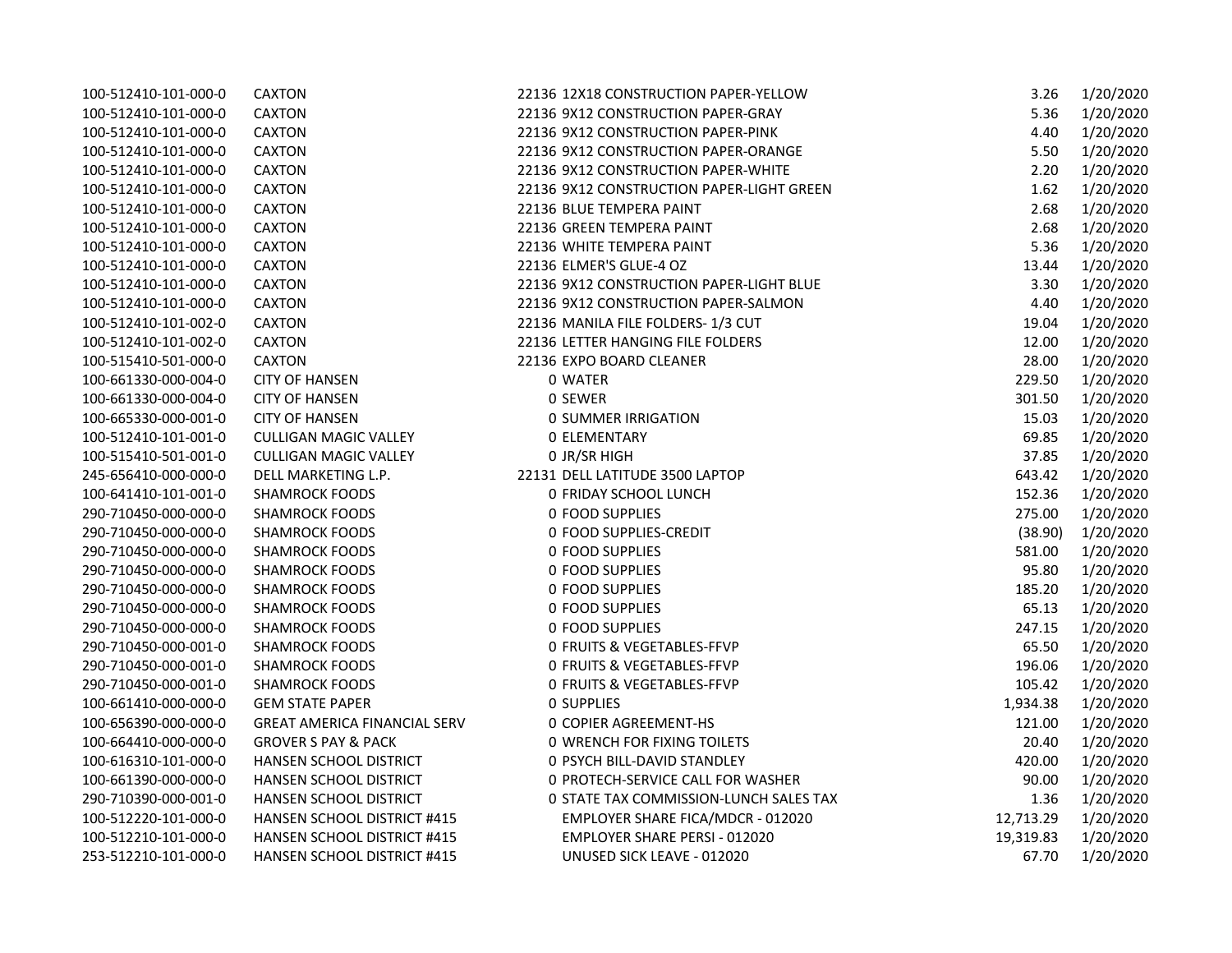| | | | | | |
|---|---|---|---|---|---|
| 100-512410-101-000-0 | CAXTON | 22136 | 12X18 CONSTRUCTION PAPER-YELLOW | 3.26 | 1/20/2020 |
| 100-512410-101-000-0 | CAXTON | 22136 | 9X12 CONSTRUCTION PAPER-GRAY | 5.36 | 1/20/2020 |
| 100-512410-101-000-0 | CAXTON | 22136 | 9X12 CONSTRUCTION PAPER-PINK | 4.40 | 1/20/2020 |
| 100-512410-101-000-0 | CAXTON | 22136 | 9X12 CONSTRUCTION PAPER-ORANGE | 5.50 | 1/20/2020 |
| 100-512410-101-000-0 | CAXTON | 22136 | 9X12 CONSTRUCTION PAPER-WHITE | 2.20 | 1/20/2020 |
| 100-512410-101-000-0 | CAXTON | 22136 | 9X12 CONSTRUCTION PAPER-LIGHT GREEN | 1.62 | 1/20/2020 |
| 100-512410-101-000-0 | CAXTON | 22136 | BLUE TEMPERA PAINT | 2.68 | 1/20/2020 |
| 100-512410-101-000-0 | CAXTON | 22136 | GREEN TEMPERA PAINT | 2.68 | 1/20/2020 |
| 100-512410-101-000-0 | CAXTON | 22136 | WHITE TEMPERA PAINT | 5.36 | 1/20/2020 |
| 100-512410-101-000-0 | CAXTON | 22136 | ELMER'S GLUE-4 OZ | 13.44 | 1/20/2020 |
| 100-512410-101-000-0 | CAXTON | 22136 | 9X12 CONSTRUCTION PAPER-LIGHT BLUE | 3.30 | 1/20/2020 |
| 100-512410-101-000-0 | CAXTON | 22136 | 9X12 CONSTRUCTION PAPER-SALMON | 4.40 | 1/20/2020 |
| 100-512410-101-002-0 | CAXTON | 22136 | MANILA FILE FOLDERS- 1/3 CUT | 19.04 | 1/20/2020 |
| 100-512410-101-002-0 | CAXTON | 22136 | LETTER HANGING FILE FOLDERS | 12.00 | 1/20/2020 |
| 100-515410-501-000-0 | CAXTON | 22136 | EXPO BOARD CLEANER | 28.00 | 1/20/2020 |
| 100-661330-000-004-0 | CITY OF HANSEN | 0 | WATER | 229.50 | 1/20/2020 |
| 100-661330-000-004-0 | CITY OF HANSEN | 0 | SEWER | 301.50 | 1/20/2020 |
| 100-665330-000-001-0 | CITY OF HANSEN | 0 | SUMMER IRRIGATION | 15.03 | 1/20/2020 |
| 100-512410-101-001-0 | CULLIGAN MAGIC VALLEY | 0 | ELEMENTARY | 69.85 | 1/20/2020 |
| 100-515410-501-001-0 | CULLIGAN MAGIC VALLEY | 0 | JR/SR HIGH | 37.85 | 1/20/2020 |
| 245-656410-000-000-0 | DELL MARKETING L.P. | 22131 | DELL LATITUDE 3500 LAPTOP | 643.42 | 1/20/2020 |
| 100-641410-101-001-0 | SHAMROCK FOODS | 0 | FRIDAY SCHOOL LUNCH | 152.36 | 1/20/2020 |
| 290-710450-000-000-0 | SHAMROCK FOODS | 0 | FOOD SUPPLIES | 275.00 | 1/20/2020 |
| 290-710450-000-000-0 | SHAMROCK FOODS | 0 | FOOD SUPPLIES-CREDIT | (38.90) | 1/20/2020 |
| 290-710450-000-000-0 | SHAMROCK FOODS | 0 | FOOD SUPPLIES | 581.00 | 1/20/2020 |
| 290-710450-000-000-0 | SHAMROCK FOODS | 0 | FOOD SUPPLIES | 95.80 | 1/20/2020 |
| 290-710450-000-000-0 | SHAMROCK FOODS | 0 | FOOD SUPPLIES | 185.20 | 1/20/2020 |
| 290-710450-000-000-0 | SHAMROCK FOODS | 0 | FOOD SUPPLIES | 65.13 | 1/20/2020 |
| 290-710450-000-000-0 | SHAMROCK FOODS | 0 | FOOD SUPPLIES | 247.15 | 1/20/2020 |
| 290-710450-000-001-0 | SHAMROCK FOODS | 0 | FRUITS & VEGETABLES-FFVP | 65.50 | 1/20/2020 |
| 290-710450-000-001-0 | SHAMROCK FOODS | 0 | FRUITS & VEGETABLES-FFVP | 196.06 | 1/20/2020 |
| 290-710450-000-001-0 | SHAMROCK FOODS | 0 | FRUITS & VEGETABLES-FFVP | 105.42 | 1/20/2020 |
| 100-661410-000-000-0 | GEM STATE PAPER | 0 | SUPPLIES | 1,934.38 | 1/20/2020 |
| 100-656390-000-000-0 | GREAT AMERICA FINANCIAL SERV | 0 | COPIER AGREEMENT-HS | 121.00 | 1/20/2020 |
| 100-664410-000-000-0 | GROVER S PAY & PACK | 0 | WRENCH FOR FIXING TOILETS | 20.40 | 1/20/2020 |
| 100-616310-101-000-0 | HANSEN SCHOOL DISTRICT | 0 | PSYCH BILL-DAVID STANDLEY | 420.00 | 1/20/2020 |
| 100-661390-000-000-0 | HANSEN SCHOOL DISTRICT | 0 | PROTECH-SERVICE CALL FOR WASHER | 90.00 | 1/20/2020 |
| 290-710390-000-001-0 | HANSEN SCHOOL DISTRICT | 0 | STATE TAX COMMISSION-LUNCH SALES TAX | 1.36 | 1/20/2020 |
| 100-512220-101-000-0 | HANSEN SCHOOL DISTRICT #415 | | EMPLOYER SHARE FICA/MDCR - 012020 | 12,713.29 | 1/20/2020 |
| 100-512210-101-000-0 | HANSEN SCHOOL DISTRICT #415 | | EMPLOYER SHARE PERSI - 012020 | 19,319.83 | 1/20/2020 |
| 253-512210-101-000-0 | HANSEN SCHOOL DISTRICT #415 | | UNUSED SICK LEAVE - 012020 | 67.70 | 1/20/2020 |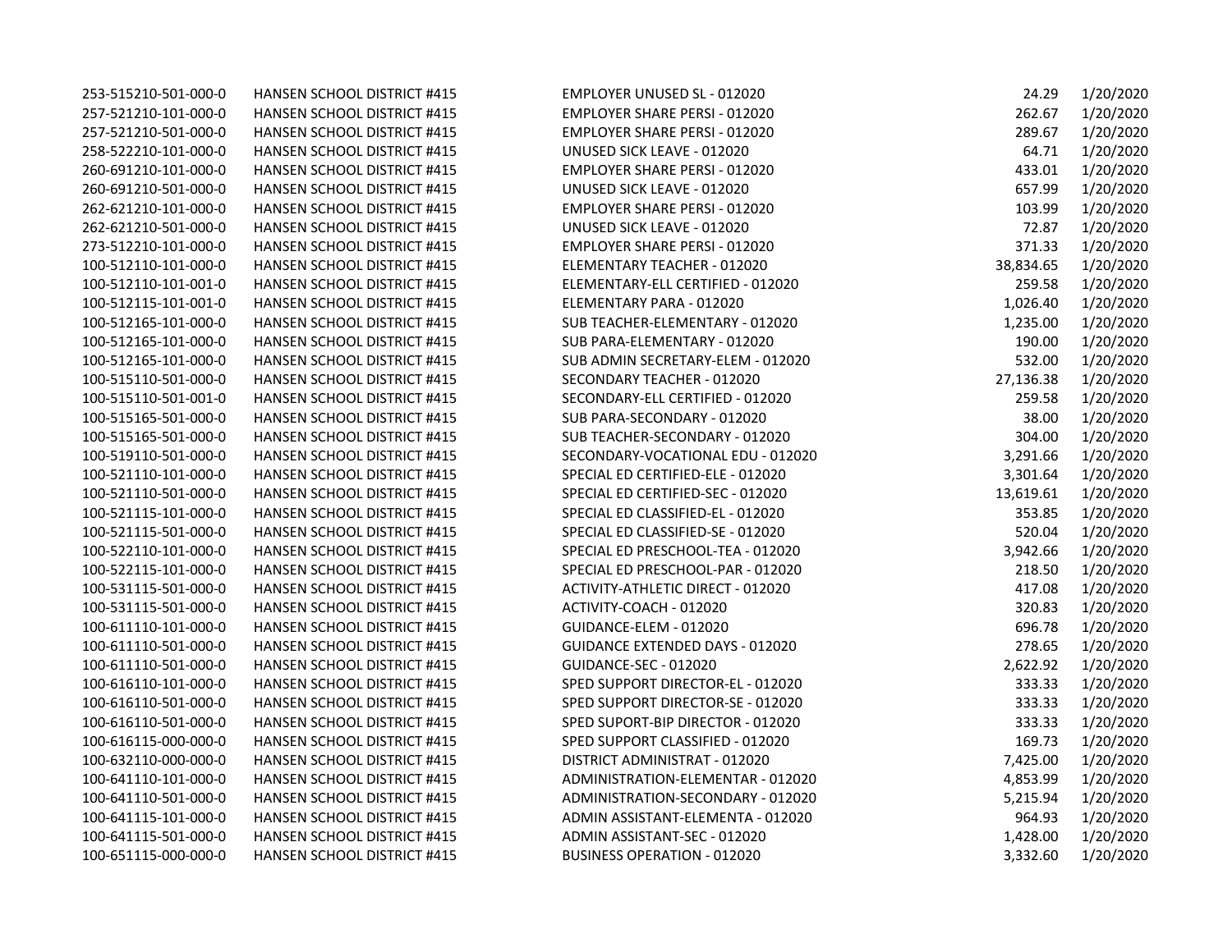| | | | | |
|---|---|---|---|---|
| 253-515210-501-000-0 | HANSEN SCHOOL DISTRICT #415 | EMPLOYER UNUSED SL - 012020 | 24.29 | 1/20/2020 |
| 257-521210-101-000-0 | HANSEN SCHOOL DISTRICT #415 | EMPLOYER SHARE PERSI - 012020 | 262.67 | 1/20/2020 |
| 257-521210-501-000-0 | HANSEN SCHOOL DISTRICT #415 | EMPLOYER SHARE PERSI - 012020 | 289.67 | 1/20/2020 |
| 258-522210-101-000-0 | HANSEN SCHOOL DISTRICT #415 | UNUSED SICK LEAVE - 012020 | 64.71 | 1/20/2020 |
| 260-691210-101-000-0 | HANSEN SCHOOL DISTRICT #415 | EMPLOYER SHARE PERSI - 012020 | 433.01 | 1/20/2020 |
| 260-691210-501-000-0 | HANSEN SCHOOL DISTRICT #415 | UNUSED SICK LEAVE - 012020 | 657.99 | 1/20/2020 |
| 262-621210-101-000-0 | HANSEN SCHOOL DISTRICT #415 | EMPLOYER SHARE PERSI - 012020 | 103.99 | 1/20/2020 |
| 262-621210-501-000-0 | HANSEN SCHOOL DISTRICT #415 | UNUSED SICK LEAVE - 012020 | 72.87 | 1/20/2020 |
| 273-512210-101-000-0 | HANSEN SCHOOL DISTRICT #415 | EMPLOYER SHARE PERSI - 012020 | 371.33 | 1/20/2020 |
| 100-512110-101-000-0 | HANSEN SCHOOL DISTRICT #415 | ELEMENTARY TEACHER - 012020 | 38,834.65 | 1/20/2020 |
| 100-512110-101-001-0 | HANSEN SCHOOL DISTRICT #415 | ELEMENTARY-ELL CERTIFIED - 012020 | 259.58 | 1/20/2020 |
| 100-512115-101-001-0 | HANSEN SCHOOL DISTRICT #415 | ELEMENTARY PARA - 012020 | 1,026.40 | 1/20/2020 |
| 100-512165-101-000-0 | HANSEN SCHOOL DISTRICT #415 | SUB TEACHER-ELEMENTARY - 012020 | 1,235.00 | 1/20/2020 |
| 100-512165-101-000-0 | HANSEN SCHOOL DISTRICT #415 | SUB PARA-ELEMENTARY - 012020 | 190.00 | 1/20/2020 |
| 100-512165-101-000-0 | HANSEN SCHOOL DISTRICT #415 | SUB ADMIN SECRETARY-ELEM - 012020 | 532.00 | 1/20/2020 |
| 100-515110-501-000-0 | HANSEN SCHOOL DISTRICT #415 | SECONDARY TEACHER - 012020 | 27,136.38 | 1/20/2020 |
| 100-515110-501-001-0 | HANSEN SCHOOL DISTRICT #415 | SECONDARY-ELL CERTIFIED - 012020 | 259.58 | 1/20/2020 |
| 100-515165-501-000-0 | HANSEN SCHOOL DISTRICT #415 | SUB PARA-SECONDARY - 012020 | 38.00 | 1/20/2020 |
| 100-515165-501-000-0 | HANSEN SCHOOL DISTRICT #415 | SUB TEACHER-SECONDARY - 012020 | 304.00 | 1/20/2020 |
| 100-519110-501-000-0 | HANSEN SCHOOL DISTRICT #415 | SECONDARY-VOCATIONAL EDU - 012020 | 3,291.66 | 1/20/2020 |
| 100-521110-101-000-0 | HANSEN SCHOOL DISTRICT #415 | SPECIAL ED CERTIFIED-ELE - 012020 | 3,301.64 | 1/20/2020 |
| 100-521110-501-000-0 | HANSEN SCHOOL DISTRICT #415 | SPECIAL ED CERTIFIED-SEC - 012020 | 13,619.61 | 1/20/2020 |
| 100-521115-101-000-0 | HANSEN SCHOOL DISTRICT #415 | SPECIAL ED CLASSIFIED-EL - 012020 | 353.85 | 1/20/2020 |
| 100-521115-501-000-0 | HANSEN SCHOOL DISTRICT #415 | SPECIAL ED CLASSIFIED-SE - 012020 | 520.04 | 1/20/2020 |
| 100-522110-101-000-0 | HANSEN SCHOOL DISTRICT #415 | SPECIAL ED PRESCHOOL-TEA - 012020 | 3,942.66 | 1/20/2020 |
| 100-522115-101-000-0 | HANSEN SCHOOL DISTRICT #415 | SPECIAL ED PRESCHOOL-PAR - 012020 | 218.50 | 1/20/2020 |
| 100-531115-501-000-0 | HANSEN SCHOOL DISTRICT #415 | ACTIVITY-ATHLETIC DIRECT - 012020 | 417.08 | 1/20/2020 |
| 100-531115-501-000-0 | HANSEN SCHOOL DISTRICT #415 | ACTIVITY-COACH - 012020 | 320.83 | 1/20/2020 |
| 100-611110-101-000-0 | HANSEN SCHOOL DISTRICT #415 | GUIDANCE-ELEM - 012020 | 696.78 | 1/20/2020 |
| 100-611110-501-000-0 | HANSEN SCHOOL DISTRICT #415 | GUIDANCE EXTENDED DAYS - 012020 | 278.65 | 1/20/2020 |
| 100-611110-501-000-0 | HANSEN SCHOOL DISTRICT #415 | GUIDANCE-SEC - 012020 | 2,622.92 | 1/20/2020 |
| 100-616110-101-000-0 | HANSEN SCHOOL DISTRICT #415 | SPED SUPPORT DIRECTOR-EL - 012020 | 333.33 | 1/20/2020 |
| 100-616110-501-000-0 | HANSEN SCHOOL DISTRICT #415 | SPED SUPPORT DIRECTOR-SE - 012020 | 333.33 | 1/20/2020 |
| 100-616110-501-000-0 | HANSEN SCHOOL DISTRICT #415 | SPED SUPORT-BIP DIRECTOR - 012020 | 333.33 | 1/20/2020 |
| 100-616115-000-000-0 | HANSEN SCHOOL DISTRICT #415 | SPED SUPPORT CLASSIFIED - 012020 | 169.73 | 1/20/2020 |
| 100-632110-000-000-0 | HANSEN SCHOOL DISTRICT #415 | DISTRICT ADMINISTRAT - 012020 | 7,425.00 | 1/20/2020 |
| 100-641110-101-000-0 | HANSEN SCHOOL DISTRICT #415 | ADMINISTRATION-ELEMENTAR - 012020 | 4,853.99 | 1/20/2020 |
| 100-641110-501-000-0 | HANSEN SCHOOL DISTRICT #415 | ADMINISTRATION-SECONDARY - 012020 | 5,215.94 | 1/20/2020 |
| 100-641115-101-000-0 | HANSEN SCHOOL DISTRICT #415 | ADMIN ASSISTANT-ELEMENTA - 012020 | 964.93 | 1/20/2020 |
| 100-641115-501-000-0 | HANSEN SCHOOL DISTRICT #415 | ADMIN ASSISTANT-SEC - 012020 | 1,428.00 | 1/20/2020 |
| 100-651115-000-000-0 | HANSEN SCHOOL DISTRICT #415 | BUSINESS OPERATION - 012020 | 3,332.60 | 1/20/2020 |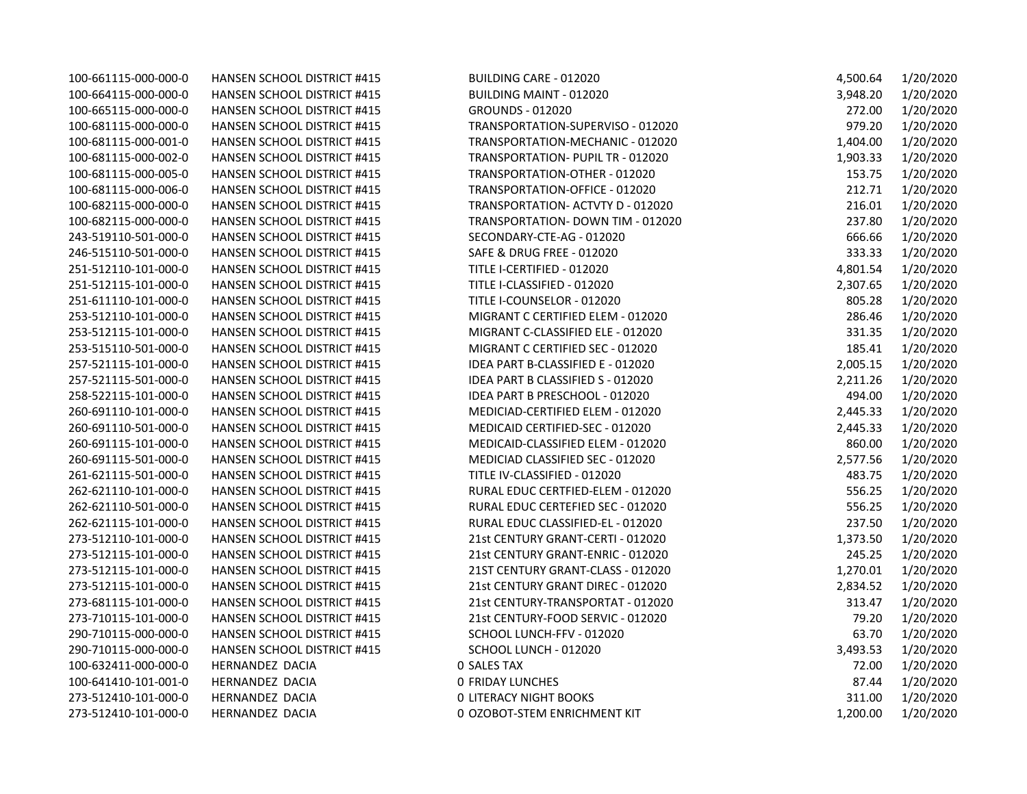| | | | | |
|---|---|---|---|---|
| 100-661115-000-000-0 | HANSEN SCHOOL DISTRICT #415 | BUILDING CARE - 012020 | 4,500.64 | 1/20/2020 |
| 100-664115-000-000-0 | HANSEN SCHOOL DISTRICT #415 | BUILDING MAINT - 012020 | 3,948.20 | 1/20/2020 |
| 100-665115-000-000-0 | HANSEN SCHOOL DISTRICT #415 | GROUNDS - 012020 | 272.00 | 1/20/2020 |
| 100-681115-000-000-0 | HANSEN SCHOOL DISTRICT #415 | TRANSPORTATION-SUPERVISO - 012020 | 979.20 | 1/20/2020 |
| 100-681115-000-001-0 | HANSEN SCHOOL DISTRICT #415 | TRANSPORTATION-MECHANIC - 012020 | 1,404.00 | 1/20/2020 |
| 100-681115-000-002-0 | HANSEN SCHOOL DISTRICT #415 | TRANSPORTATION- PUPIL TR - 012020 | 1,903.33 | 1/20/2020 |
| 100-681115-000-005-0 | HANSEN SCHOOL DISTRICT #415 | TRANSPORTATION-OTHER - 012020 | 153.75 | 1/20/2020 |
| 100-681115-000-006-0 | HANSEN SCHOOL DISTRICT #415 | TRANSPORTATION-OFFICE - 012020 | 212.71 | 1/20/2020 |
| 100-682115-000-000-0 | HANSEN SCHOOL DISTRICT #415 | TRANSPORTATION- ACTVTY D - 012020 | 216.01 | 1/20/2020 |
| 100-682115-000-000-0 | HANSEN SCHOOL DISTRICT #415 | TRANSPORTATION- DOWN TIM - 012020 | 237.80 | 1/20/2020 |
| 243-519110-501-000-0 | HANSEN SCHOOL DISTRICT #415 | SECONDARY-CTE-AG - 012020 | 666.66 | 1/20/2020 |
| 246-515110-501-000-0 | HANSEN SCHOOL DISTRICT #415 | SAFE & DRUG FREE - 012020 | 333.33 | 1/20/2020 |
| 251-512110-101-000-0 | HANSEN SCHOOL DISTRICT #415 | TITLE I-CERTIFIED - 012020 | 4,801.54 | 1/20/2020 |
| 251-512115-101-000-0 | HANSEN SCHOOL DISTRICT #415 | TITLE I-CLASSIFIED - 012020 | 2,307.65 | 1/20/2020 |
| 251-611110-101-000-0 | HANSEN SCHOOL DISTRICT #415 | TITLE I-COUNSELOR - 012020 | 805.28 | 1/20/2020 |
| 253-512110-101-000-0 | HANSEN SCHOOL DISTRICT #415 | MIGRANT C CERTIFIED ELEM - 012020 | 286.46 | 1/20/2020 |
| 253-512115-101-000-0 | HANSEN SCHOOL DISTRICT #415 | MIGRANT C-CLASSIFIED ELE - 012020 | 331.35 | 1/20/2020 |
| 253-515110-501-000-0 | HANSEN SCHOOL DISTRICT #415 | MIGRANT C CERTIFIED SEC - 012020 | 185.41 | 1/20/2020 |
| 257-521115-101-000-0 | HANSEN SCHOOL DISTRICT #415 | IDEA PART B-CLASSIFIED E - 012020 | 2,005.15 | 1/20/2020 |
| 257-521115-501-000-0 | HANSEN SCHOOL DISTRICT #415 | IDEA PART B CLASSIFIED S - 012020 | 2,211.26 | 1/20/2020 |
| 258-522115-101-000-0 | HANSEN SCHOOL DISTRICT #415 | IDEA PART B PRESCHOOL - 012020 | 494.00 | 1/20/2020 |
| 260-691110-101-000-0 | HANSEN SCHOOL DISTRICT #415 | MEDICIAD-CERTIFIED ELEM - 012020 | 2,445.33 | 1/20/2020 |
| 260-691110-501-000-0 | HANSEN SCHOOL DISTRICT #415 | MEDICAID CERTIFIED-SEC - 012020 | 2,445.33 | 1/20/2020 |
| 260-691115-101-000-0 | HANSEN SCHOOL DISTRICT #415 | MEDICAID-CLASSIFIED ELEM - 012020 | 860.00 | 1/20/2020 |
| 260-691115-501-000-0 | HANSEN SCHOOL DISTRICT #415 | MEDICIAD CLASSIFIED SEC - 012020 | 2,577.56 | 1/20/2020 |
| 261-621115-501-000-0 | HANSEN SCHOOL DISTRICT #415 | TITLE IV-CLASSIFIED - 012020 | 483.75 | 1/20/2020 |
| 262-621110-101-000-0 | HANSEN SCHOOL DISTRICT #415 | RURAL EDUC CERTFIED-ELEM - 012020 | 556.25 | 1/20/2020 |
| 262-621110-501-000-0 | HANSEN SCHOOL DISTRICT #415 | RURAL EDUC CERTEFIED SEC - 012020 | 556.25 | 1/20/2020 |
| 262-621115-101-000-0 | HANSEN SCHOOL DISTRICT #415 | RURAL EDUC CLASSIFIED-EL - 012020 | 237.50 | 1/20/2020 |
| 273-512110-101-000-0 | HANSEN SCHOOL DISTRICT #415 | 21st CENTURY GRANT-CERTI - 012020 | 1,373.50 | 1/20/2020 |
| 273-512115-101-000-0 | HANSEN SCHOOL DISTRICT #415 | 21st CENTURY GRANT-ENRIC - 012020 | 245.25 | 1/20/2020 |
| 273-512115-101-000-0 | HANSEN SCHOOL DISTRICT #415 | 21ST CENTURY GRANT-CLASS - 012020 | 1,270.01 | 1/20/2020 |
| 273-512115-101-000-0 | HANSEN SCHOOL DISTRICT #415 | 21st CENTURY GRANT DIREC - 012020 | 2,834.52 | 1/20/2020 |
| 273-681115-101-000-0 | HANSEN SCHOOL DISTRICT #415 | 21st CENTURY-TRANSPORTAT - 012020 | 313.47 | 1/20/2020 |
| 273-710115-101-000-0 | HANSEN SCHOOL DISTRICT #415 | 21st CENTURY-FOOD SERVIC - 012020 | 79.20 | 1/20/2020 |
| 290-710115-000-000-0 | HANSEN SCHOOL DISTRICT #415 | SCHOOL LUNCH-FFV - 012020 | 63.70 | 1/20/2020 |
| 290-710115-000-000-0 | HANSEN SCHOOL DISTRICT #415 | SCHOOL LUNCH - 012020 | 3,493.53 | 1/20/2020 |
| 100-632411-000-000-0 | HERNANDEZ DACIA | 0 SALES TAX | 72.00 | 1/20/2020 |
| 100-641410-101-001-0 | HERNANDEZ DACIA | 0 FRIDAY LUNCHES | 87.44 | 1/20/2020 |
| 273-512410-101-000-0 | HERNANDEZ DACIA | 0 LITERACY NIGHT BOOKS | 311.00 | 1/20/2020 |
| 273-512410-101-000-0 | HERNANDEZ DACIA | 0 OZOBOT-STEM ENRICHMENT KIT | 1,200.00 | 1/20/2020 |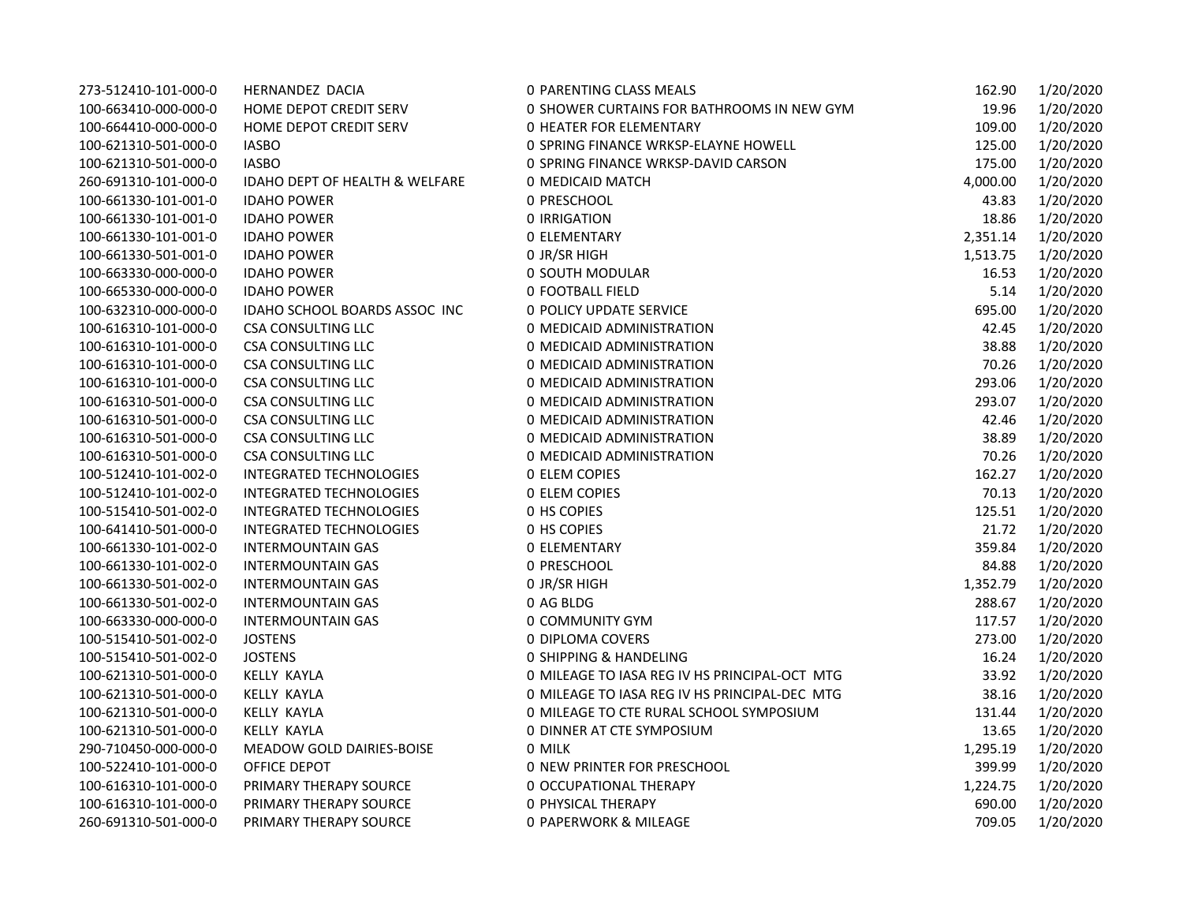| | | | | |
|---|---|---|---|---|
| 273-512410-101-000-0 | HERNANDEZ DACIA | 0 PARENTING CLASS MEALS | 162.90 | 1/20/2020 |
| 100-663410-000-000-0 | HOME DEPOT CREDIT SERV | 0 SHOWER CURTAINS FOR BATHROOMS IN NEW GYM | 19.96 | 1/20/2020 |
| 100-664410-000-000-0 | HOME DEPOT CREDIT SERV | 0 HEATER FOR ELEMENTARY | 109.00 | 1/20/2020 |
| 100-621310-501-000-0 | IASBO | 0 SPRING FINANCE WRKSP-ELAYNE HOWELL | 125.00 | 1/20/2020 |
| 100-621310-501-000-0 | IASBO | 0 SPRING FINANCE WRKSP-DAVID CARSON | 175.00 | 1/20/2020 |
| 260-691310-101-000-0 | IDAHO DEPT OF HEALTH & WELFARE | 0 MEDICAID MATCH | 4,000.00 | 1/20/2020 |
| 100-661330-101-001-0 | IDAHO POWER | 0 PRESCHOOL | 43.83 | 1/20/2020 |
| 100-661330-101-001-0 | IDAHO POWER | 0 IRRIGATION | 18.86 | 1/20/2020 |
| 100-661330-101-001-0 | IDAHO POWER | 0 ELEMENTARY | 2,351.14 | 1/20/2020 |
| 100-661330-501-001-0 | IDAHO POWER | 0 JR/SR HIGH | 1,513.75 | 1/20/2020 |
| 100-663330-000-000-0 | IDAHO POWER | 0 SOUTH MODULAR | 16.53 | 1/20/2020 |
| 100-665330-000-000-0 | IDAHO POWER | 0 FOOTBALL FIELD | 5.14 | 1/20/2020 |
| 100-632310-000-000-0 | IDAHO SCHOOL BOARDS ASSOC INC | 0 POLICY UPDATE SERVICE | 695.00 | 1/20/2020 |
| 100-616310-101-000-0 | CSA CONSULTING LLC | 0 MEDICAID ADMINISTRATION | 42.45 | 1/20/2020 |
| 100-616310-101-000-0 | CSA CONSULTING LLC | 0 MEDICAID ADMINISTRATION | 38.88 | 1/20/2020 |
| 100-616310-101-000-0 | CSA CONSULTING LLC | 0 MEDICAID ADMINISTRATION | 70.26 | 1/20/2020 |
| 100-616310-101-000-0 | CSA CONSULTING LLC | 0 MEDICAID ADMINISTRATION | 293.06 | 1/20/2020 |
| 100-616310-501-000-0 | CSA CONSULTING LLC | 0 MEDICAID ADMINISTRATION | 293.07 | 1/20/2020 |
| 100-616310-501-000-0 | CSA CONSULTING LLC | 0 MEDICAID ADMINISTRATION | 42.46 | 1/20/2020 |
| 100-616310-501-000-0 | CSA CONSULTING LLC | 0 MEDICAID ADMINISTRATION | 38.89 | 1/20/2020 |
| 100-616310-501-000-0 | CSA CONSULTING LLC | 0 MEDICAID ADMINISTRATION | 70.26 | 1/20/2020 |
| 100-512410-101-002-0 | INTEGRATED TECHNOLOGIES | 0 ELEM COPIES | 162.27 | 1/20/2020 |
| 100-512410-101-002-0 | INTEGRATED TECHNOLOGIES | 0 ELEM COPIES | 70.13 | 1/20/2020 |
| 100-515410-501-002-0 | INTEGRATED TECHNOLOGIES | 0 HS COPIES | 125.51 | 1/20/2020 |
| 100-641410-501-000-0 | INTEGRATED TECHNOLOGIES | 0 HS COPIES | 21.72 | 1/20/2020 |
| 100-661330-101-002-0 | INTERMOUNTAIN GAS | 0 ELEMENTARY | 359.84 | 1/20/2020 |
| 100-661330-101-002-0 | INTERMOUNTAIN GAS | 0 PRESCHOOL | 84.88 | 1/20/2020 |
| 100-661330-501-002-0 | INTERMOUNTAIN GAS | 0 JR/SR HIGH | 1,352.79 | 1/20/2020 |
| 100-661330-501-002-0 | INTERMOUNTAIN GAS | 0 AG BLDG | 288.67 | 1/20/2020 |
| 100-663330-000-000-0 | INTERMOUNTAIN GAS | 0 COMMUNITY GYM | 117.57 | 1/20/2020 |
| 100-515410-501-002-0 | JOSTENS | 0 DIPLOMA COVERS | 273.00 | 1/20/2020 |
| 100-515410-501-002-0 | JOSTENS | 0 SHIPPING & HANDELING | 16.24 | 1/20/2020 |
| 100-621310-501-000-0 | KELLY KAYLA | 0 MILEAGE TO IASA REG IV HS PRINCIPAL-OCT MTG | 33.92 | 1/20/2020 |
| 100-621310-501-000-0 | KELLY KAYLA | 0 MILEAGE TO IASA REG IV HS PRINCIPAL-DEC MTG | 38.16 | 1/20/2020 |
| 100-621310-501-000-0 | KELLY KAYLA | 0 MILEAGE TO CTE RURAL SCHOOL SYMPOSIUM | 131.44 | 1/20/2020 |
| 100-621310-501-000-0 | KELLY KAYLA | 0 DINNER AT CTE SYMPOSIUM | 13.65 | 1/20/2020 |
| 290-710450-000-000-0 | MEADOW GOLD DAIRIES-BOISE | 0 MILK | 1,295.19 | 1/20/2020 |
| 100-522410-101-000-0 | OFFICE DEPOT | 0 NEW PRINTER FOR PRESCHOOL | 399.99 | 1/20/2020 |
| 100-616310-101-000-0 | PRIMARY THERAPY SOURCE | 0 OCCUPATIONAL THERAPY | 1,224.75 | 1/20/2020 |
| 100-616310-101-000-0 | PRIMARY THERAPY SOURCE | 0 PHYSICAL THERAPY | 690.00 | 1/20/2020 |
| 260-691310-501-000-0 | PRIMARY THERAPY SOURCE | 0 PAPERWORK & MILEAGE | 709.05 | 1/20/2020 |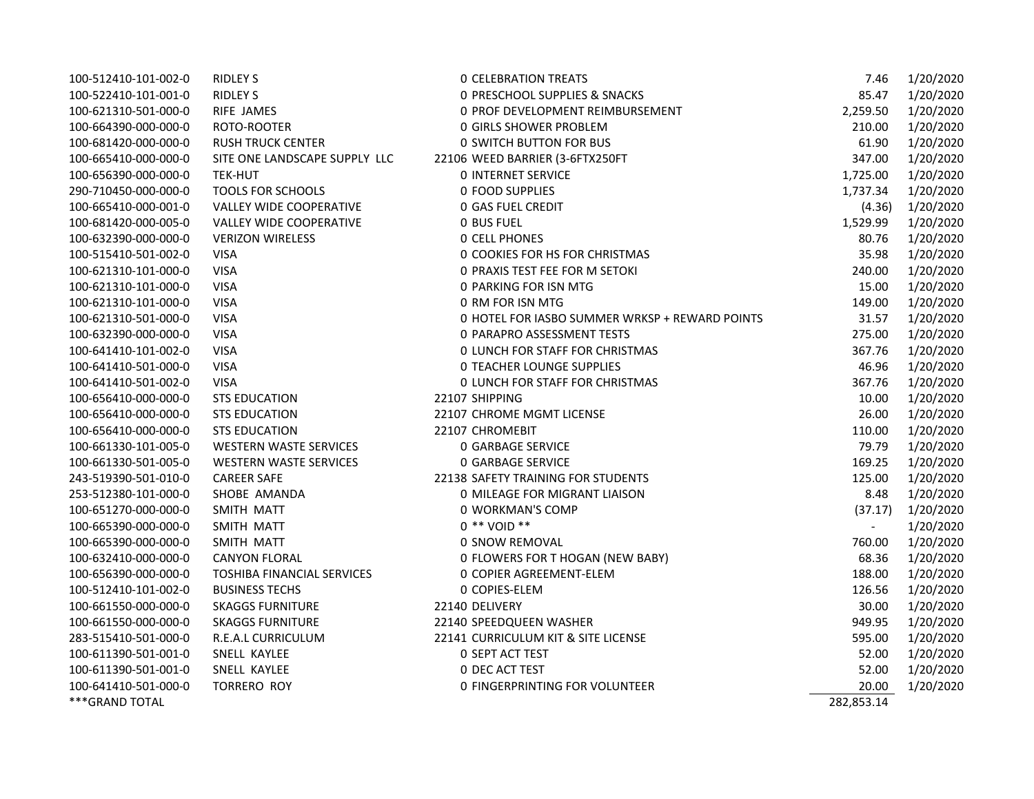| | | | | | |
|---|---|---|---|---|---|
| 100-512410-101-002-0 | RIDLEY S | 0 | CELEBRATION TREATS | 7.46 | 1/20/2020 |
| 100-522410-101-001-0 | RIDLEY S | 0 | PRESCHOOL SUPPLIES & SNACKS | 85.47 | 1/20/2020 |
| 100-621310-501-000-0 | RIFE JAMES | 0 | PROF DEVELOPMENT REIMBURSEMENT | 2,259.50 | 1/20/2020 |
| 100-664390-000-000-0 | ROTO-ROOTER | 0 | GIRLS SHOWER PROBLEM | 210.00 | 1/20/2020 |
| 100-681420-000-000-0 | RUSH TRUCK CENTER | 0 | SWITCH BUTTON FOR BUS | 61.90 | 1/20/2020 |
| 100-665410-000-000-0 | SITE ONE LANDSCAPE SUPPLY LLC | 22106 | WEED BARRIER (3-6FTX250FT | 347.00 | 1/20/2020 |
| 100-656390-000-000-0 | TEK-HUT | 0 | INTERNET SERVICE | 1,725.00 | 1/20/2020 |
| 290-710450-000-000-0 | TOOLS FOR SCHOOLS | 0 | FOOD SUPPLIES | 1,737.34 | 1/20/2020 |
| 100-665410-000-001-0 | VALLEY WIDE COOPERATIVE | 0 | GAS FUEL CREDIT | (4.36) | 1/20/2020 |
| 100-681420-000-005-0 | VALLEY WIDE COOPERATIVE | 0 | BUS FUEL | 1,529.99 | 1/20/2020 |
| 100-632390-000-000-0 | VERIZON WIRELESS | 0 | CELL PHONES | 80.76 | 1/20/2020 |
| 100-515410-501-002-0 | VISA | 0 | COOKIES FOR HS FOR CHRISTMAS | 35.98 | 1/20/2020 |
| 100-621310-101-000-0 | VISA | 0 | PRAXIS TEST FEE FOR M SETOKI | 240.00 | 1/20/2020 |
| 100-621310-101-000-0 | VISA | 0 | PARKING FOR ISN MTG | 15.00 | 1/20/2020 |
| 100-621310-101-000-0 | VISA | 0 | RM FOR ISN MTG | 149.00 | 1/20/2020 |
| 100-621310-501-000-0 | VISA | 0 | HOTEL FOR IASBO SUMMER WRKSP + REWARD POINTS | 31.57 | 1/20/2020 |
| 100-632390-000-000-0 | VISA | 0 | PARAPRO ASSESSMENT TESTS | 275.00 | 1/20/2020 |
| 100-641410-101-002-0 | VISA | 0 | LUNCH FOR STAFF FOR CHRISTMAS | 367.76 | 1/20/2020 |
| 100-641410-501-000-0 | VISA | 0 | TEACHER LOUNGE SUPPLIES | 46.96 | 1/20/2020 |
| 100-641410-501-002-0 | VISA | 0 | LUNCH FOR STAFF FOR CHRISTMAS | 367.76 | 1/20/2020 |
| 100-656410-000-000-0 | STS EDUCATION | 22107 | SHIPPING | 10.00 | 1/20/2020 |
| 100-656410-000-000-0 | STS EDUCATION | 22107 | CHROME MGMT LICENSE | 26.00 | 1/20/2020 |
| 100-656410-000-000-0 | STS EDUCATION | 22107 | CHROMEBIT | 110.00 | 1/20/2020 |
| 100-661330-101-005-0 | WESTERN WASTE SERVICES | 0 | GARBAGE SERVICE | 79.79 | 1/20/2020 |
| 100-661330-501-005-0 | WESTERN WASTE SERVICES | 0 | GARBAGE SERVICE | 169.25 | 1/20/2020 |
| 243-519390-501-010-0 | CAREER SAFE | 22138 | SAFETY TRAINING FOR STUDENTS | 125.00 | 1/20/2020 |
| 253-512380-101-000-0 | SHOBE AMANDA | 0 | MILEAGE FOR MIGRANT LIAISON | 8.48 | 1/20/2020 |
| 100-651270-000-000-0 | SMITH MATT | 0 | WORKMAN'S COMP | (37.17) | 1/20/2020 |
| 100-665390-000-000-0 | SMITH MATT | 0 | ** VOID ** | - | 1/20/2020 |
| 100-665390-000-000-0 | SMITH MATT | 0 | SNOW REMOVAL | 760.00 | 1/20/2020 |
| 100-632410-000-000-0 | CANYON FLORAL | 0 | FLOWERS FOR T HOGAN (NEW BABY) | 68.36 | 1/20/2020 |
| 100-656390-000-000-0 | TOSHIBA FINANCIAL SERVICES | 0 | COPIER AGREEMENT-ELEM | 188.00 | 1/20/2020 |
| 100-512410-101-002-0 | BUSINESS TECHS | 0 | COPIES-ELEM | 126.56 | 1/20/2020 |
| 100-661550-000-000-0 | SKAGGS FURNITURE | 22140 | DELIVERY | 30.00 | 1/20/2020 |
| 100-661550-000-000-0 | SKAGGS FURNITURE | 22140 | SPEEDQUEEN WASHER | 949.95 | 1/20/2020 |
| 283-515410-501-000-0 | R.E.A.L CURRICULUM | 22141 | CURRICULUM KIT & SITE LICENSE | 595.00 | 1/20/2020 |
| 100-611390-501-001-0 | SNELL KAYLEE | 0 | SEPT ACT TEST | 52.00 | 1/20/2020 |
| 100-611390-501-001-0 | SNELL KAYLEE | 0 | DEC ACT TEST | 52.00 | 1/20/2020 |
| 100-641410-501-000-0 | TORRERO ROY | 0 | FINGERPRINTING FOR VOLUNTEER | 20.00 | 1/20/2020 |
| ***GRAND TOTAL | | | | 282,853.14 | |